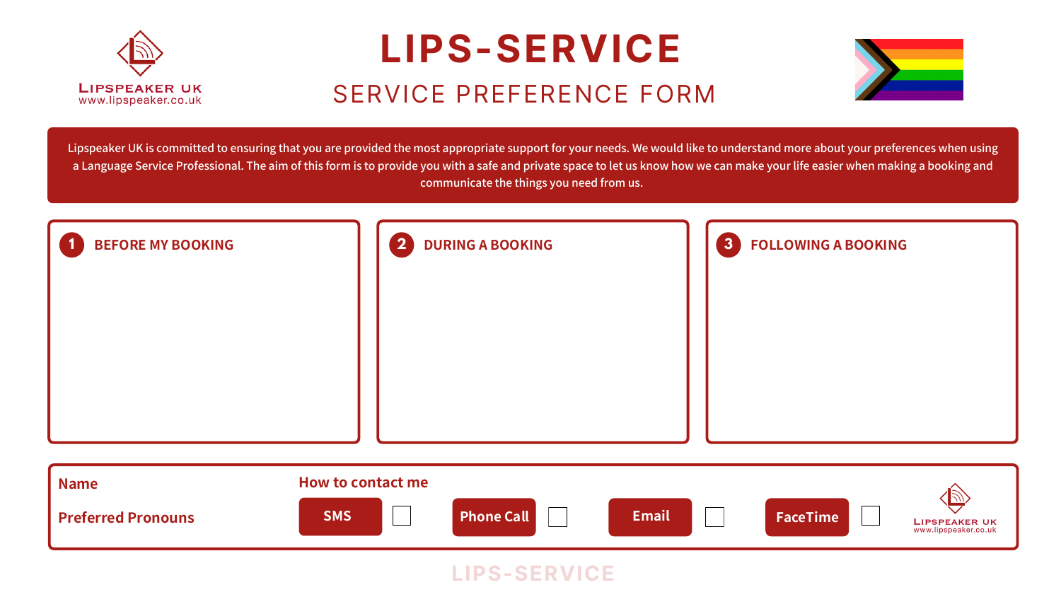LIPSPEAKER UK
www.lipspeaker.co.uk

# LIPS-SERVICE

## SERVICE PREFERENCE FORM

Lipspeaker UK is committed to ensuring that you are provided the most appropriate support for your needs. We would like to understand more about your preferences when using a Language Service Professional. The aim of this form is to provide you with a safe and private space to let us know how we can make your life easier when making a booking and communicate the things you need from us.

### 1 BEFORE MY BOOKING

### 2 DURING A BOOKING

### 3 FOLLOWING A BOOKING

**Name**

**Preferred Pronouns**

**How to contact me**

- **SMS** ☐
- **Phone Call** ☐
- **Email** ☐
- **FaceTime** ☐

LIPSPEAKER UK
www.lipspeaker.co.uk

LIPS-SERVICE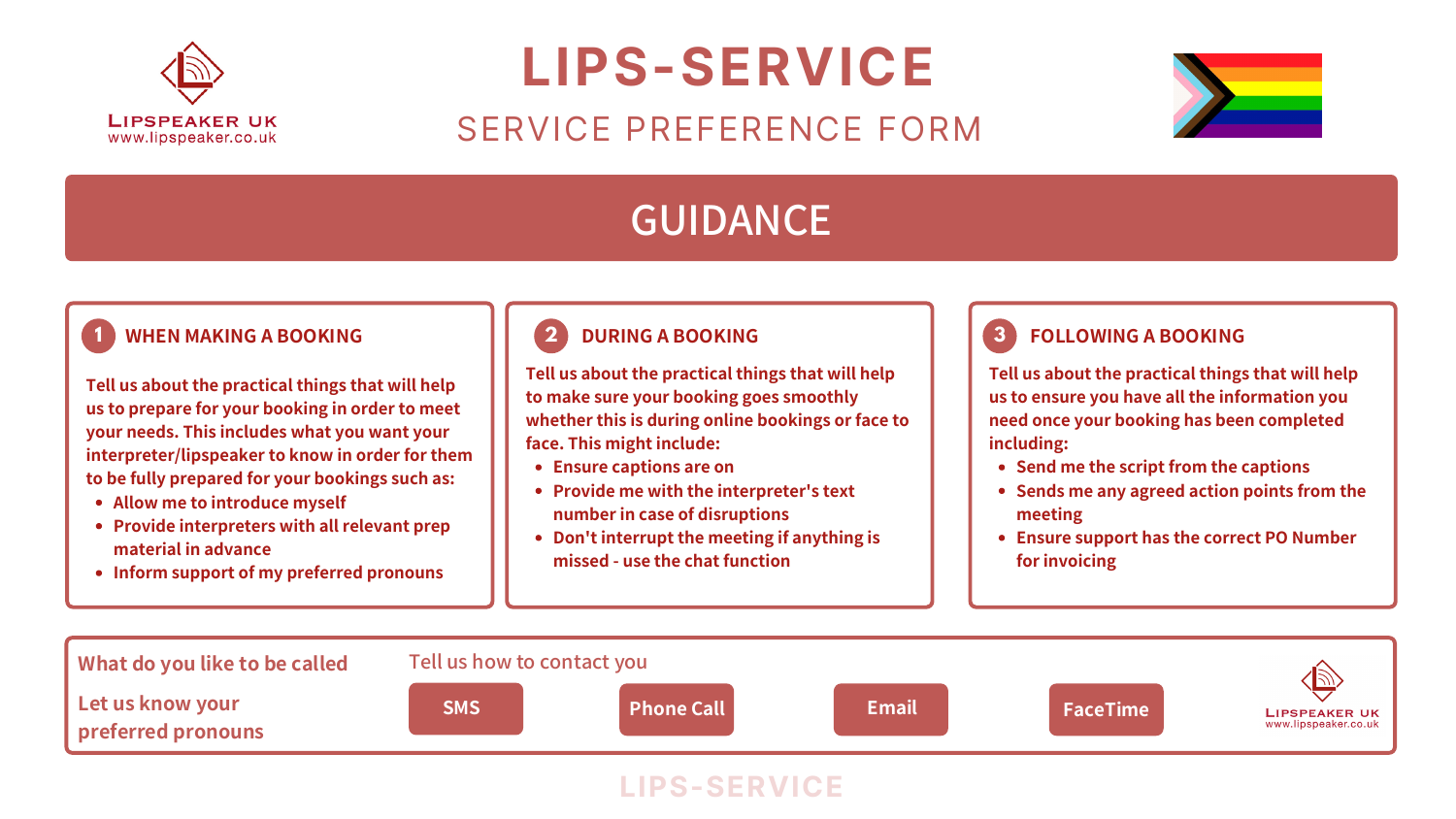LIPSPEAKER UK
www.lipspeaker.co.uk

# LIPS-SERVICE

## SERVICE PREFERENCE FORM

## GUIDANCE

### 1 WHEN MAKING A BOOKING

Tell us about the practical things that will help us to prepare for your booking in order to meet your needs. This includes what you want your interpreter/lipspeaker to know in order for them to be fully prepared for your bookings such as:

- Allow me to introduce myself
- Provide interpreters with all relevant prep material in advance
- Inform support of my preferred pronouns

### 2 DURING A BOOKING

Tell us about the practical things that will help to make sure your booking goes smoothly whether this is during online bookings or face to face. This might include:

- Ensure captions are on
- Provide me with the interpreter's text number in case of disruptions
- Don't interrupt the meeting if anything is missed - use the chat function

### 3 FOLLOWING A BOOKING

Tell us about the practical things that will help us to ensure you have all the information you need once your booking has been completed including:

- Send me the script from the captions
- Sends me any agreed action points from the meeting
- Ensure support has the correct PO Number for invoicing

What do you like to be called

Let us know your preferred pronouns

Tell us how to contact you

SMS

Phone Call

Email

FaceTime

LIPSPEAKER UK
www.lipspeaker.co.uk

LIPS-SERVICE